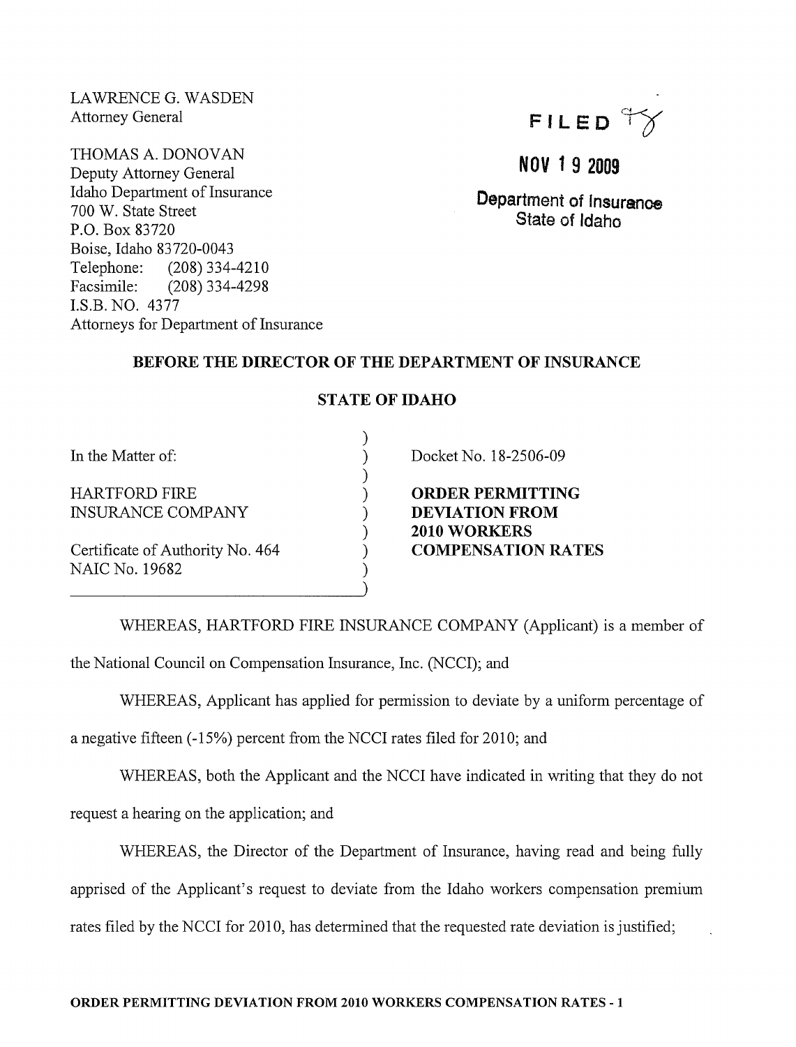LAWRENCE G. WASDEN
Attorney General

THOMAS A. DONOVAN
Deputy Attorney General
Idaho Department of Insurance
700 W. State Street
P.O. Box 83720
Boise, Idaho 83720-0043
Telephone: (208) 334-4210
Facsimile: (208) 334-4298
I.S.B. NO. 4377
Attorneys for Department of Insurance

FILED

NOV 19 2009

Department of Insurance
State of Idaho

**BEFORE THE DIRECTOR OF THE DEPARTMENT OF INSURANCE**

**STATE OF IDAHO**

In the Matter of:

HARTFORD FIRE INSURANCE COMPANY

Certificate of Authority No. 464
NAIC No. 19682

Docket No. 18-2506-09

**ORDER PERMITTING DEVIATION FROM 2010 WORKERS COMPENSATION RATES**

WHEREAS, HARTFORD FIRE INSURANCE COMPANY (Applicant) is a member of the National Council on Compensation Insurance, Inc. (NCCI); and

WHEREAS, Applicant has applied for permission to deviate by a uniform percentage of a negative fifteen (-15%) percent from the NCCI rates filed for 2010; and

WHEREAS, both the Applicant and the NCCI have indicated in writing that they do not request a hearing on the application; and

WHEREAS, the Director of the Department of Insurance, having read and being fully apprised of the Applicant's request to deviate from the Idaho workers compensation premium rates filed by the NCCI for 2010, has determined that the requested rate deviation is justified;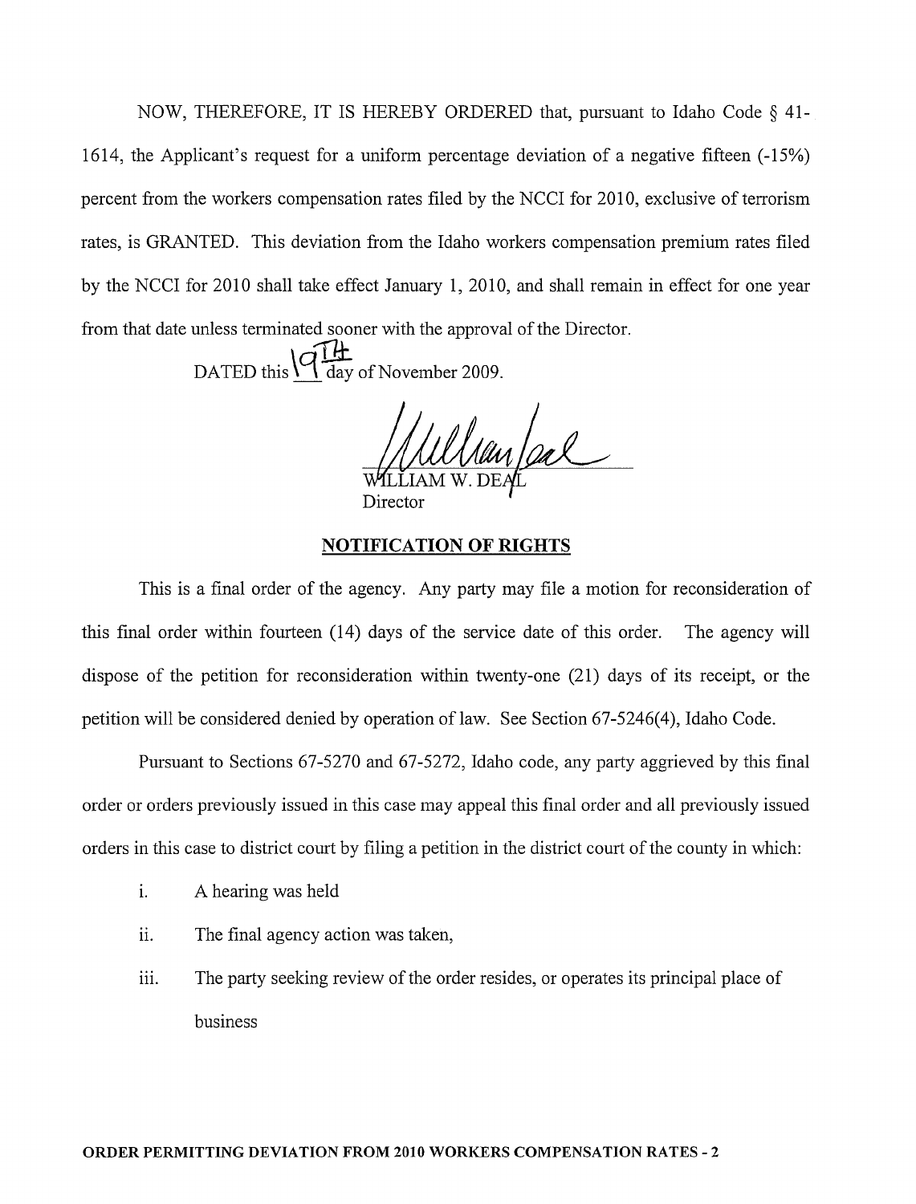NOW, THEREFORE, IT IS HEREBY ORDERED that, pursuant to Idaho Code § 41-1614, the Applicant's request for a uniform percentage deviation of a negative fifteen (-15%) percent from the workers compensation rates filed by the NCCI for 2010, exclusive of terrorism rates, is GRANTED. This deviation from the Idaho workers compensation premium rates filed by the NCCI for 2010 shall take effect January 1, 2010, and shall remain in effect for one year from that date unless terminated sooner with the approval of the Director.

DATED this 19TH day of November 2009.

WILLIAM W. DEAL
Director

## NOTIFICATION OF RIGHTS

This is a final order of the agency. Any party may file a motion for reconsideration of this final order within fourteen (14) days of the service date of this order. The agency will dispose of the petition for reconsideration within twenty-one (21) days of its receipt, or the petition will be considered denied by operation of law. See Section 67-5246(4), Idaho Code.

Pursuant to Sections 67-5270 and 67-5272, Idaho code, any party aggrieved by this final order or orders previously issued in this case may appeal this final order and all previously issued orders in this case to district court by filing a petition in the district court of the county in which:

i. A hearing was held

ii. The final agency action was taken,

iii. The party seeking review of the order resides, or operates its principal place of business

**ORDER PERMITTING DEVIATION FROM 2010 WORKERS COMPENSATION RATES - 2**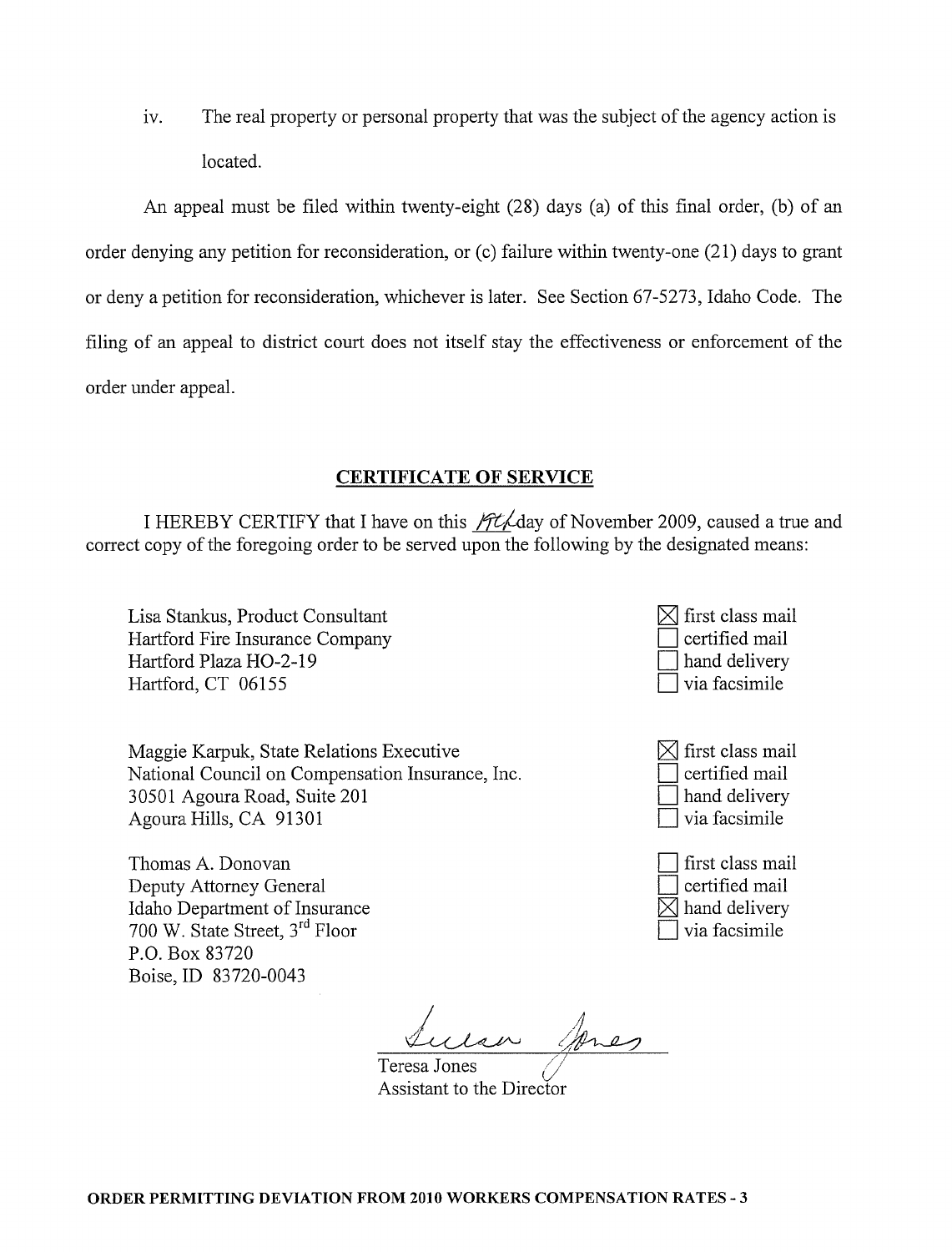iv. The real property or personal property that was the subject of the agency action is located.

An appeal must be filed within twenty-eight (28) days (a) of this final order, (b) of an order denying any petition for reconsideration, or (c) failure within twenty-one (21) days to grant or deny a petition for reconsideration, whichever is later. See Section 67-5273, Idaho Code. The filing of an appeal to district court does not itself stay the effectiveness or enforcement of the order under appeal.

## CERTIFICATE OF SERVICE

I HEREBY CERTIFY that I have on this 17th day of November 2009, caused a true and correct copy of the foregoing order to be served upon the following by the designated means:

Lisa Stankus, Product Consultant
Hartford Fire Insurance Company
Hartford Plaza HO-2-19
Hartford, CT 06155

☒ first class mail
☐ certified mail
☐ hand delivery
☐ via facsimile

Maggie Karpuk, State Relations Executive
National Council on Compensation Insurance, Inc.
30501 Agoura Road, Suite 201
Agoura Hills, CA 91301

☒ first class mail
☐ certified mail
☐ hand delivery
☐ via facsimile

Thomas A. Donovan
Deputy Attorney General
Idaho Department of Insurance
700 W. State Street, 3rd Floor
P.O. Box 83720
Boise, ID 83720-0043

☐ first class mail
☐ certified mail
☒ hand delivery
☐ via facsimile

Teresa Jones
Assistant to the Director